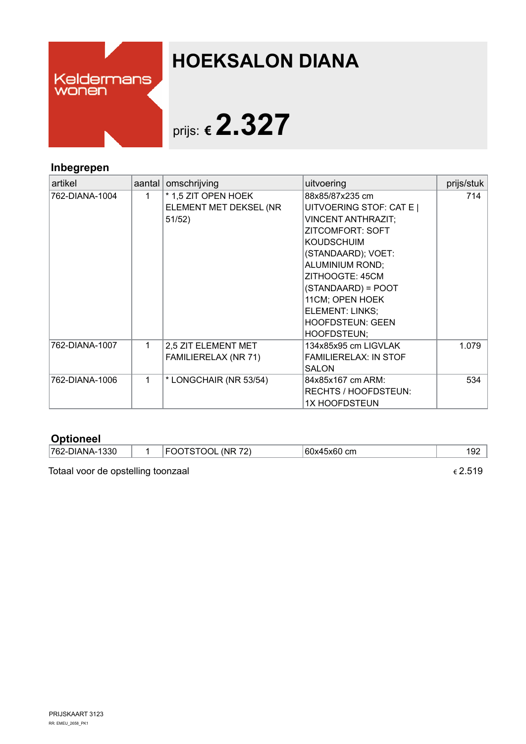Keldermans wonen

# HOEKSALON DIANA

prijs: € **2.327**

## Inbegrepen

| artikel | aantal | omschrijving | uitvoering | prijs/stuk |
|---|---|---|---|---|
| 762-DIANA-1004 | 1 | * 1,5 ZIT OPEN HOEK ELEMENT MET DEKSEL (NR 51/52) | 88x85/87x235 cm UITVOERING STOF: CAT E \| VINCENT ANTHRAZIT; ZITCOMFORT: SOFT KOUDSCHUIM (STANDAARD); VOET: ALUMINIUM ROND; ZITHOOGTE: 45CM (STANDAARD) = POOT 11CM; OPEN HOEK ELEMENT: LINKS; HOOFDSTEUN: GEEN HOOFDSTEUN; | 714 |
| 762-DIANA-1007 | 1 | 2,5 ZIT ELEMENT MET FAMILIERELAX (NR 71) | 134x85x95 cm LIGVLAK FAMILIERELAX: IN STOF SALON | 1.079 |
| 762-DIANA-1006 | 1 | * LONGCHAIR (NR 53/54) | 84x85x167 cm ARM: RECHTS / HOOFDSTEUN: 1X HOOFDSTEUN | 534 |

## Optioneel

| artikel | aantal | omschrijving | uitvoering | prijs/stuk |
|---|---|---|---|---|
| 762-DIANA-1330 | 1 | FOOTSTOOL (NR 72) | 60x45x60 cm | 192 |

Totaal voor de opstelling toonzaal € 2.519

PRIJSKAART 3123

RR: EMEU_2658_PK1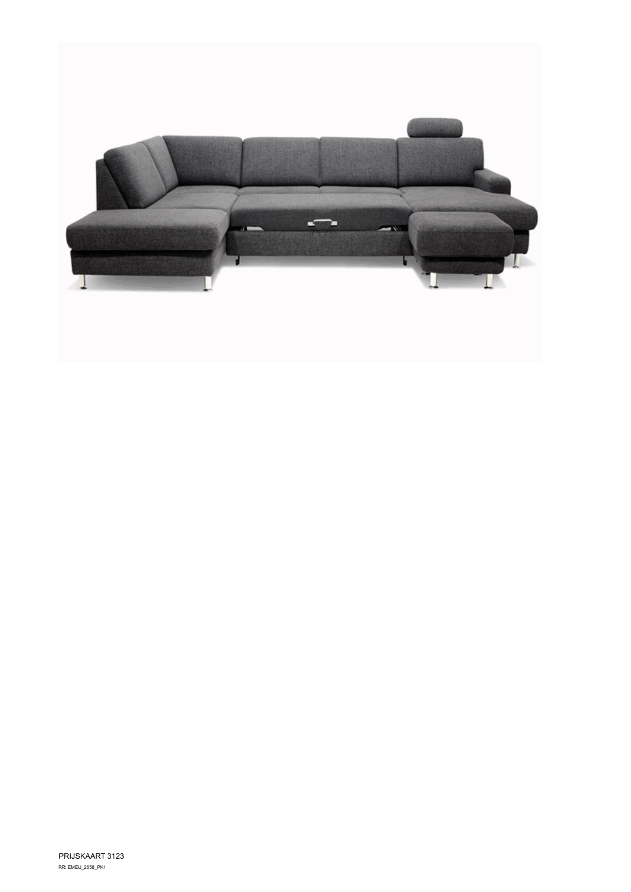PRIJSKAART 3123

RR: EMEU_2658_PK1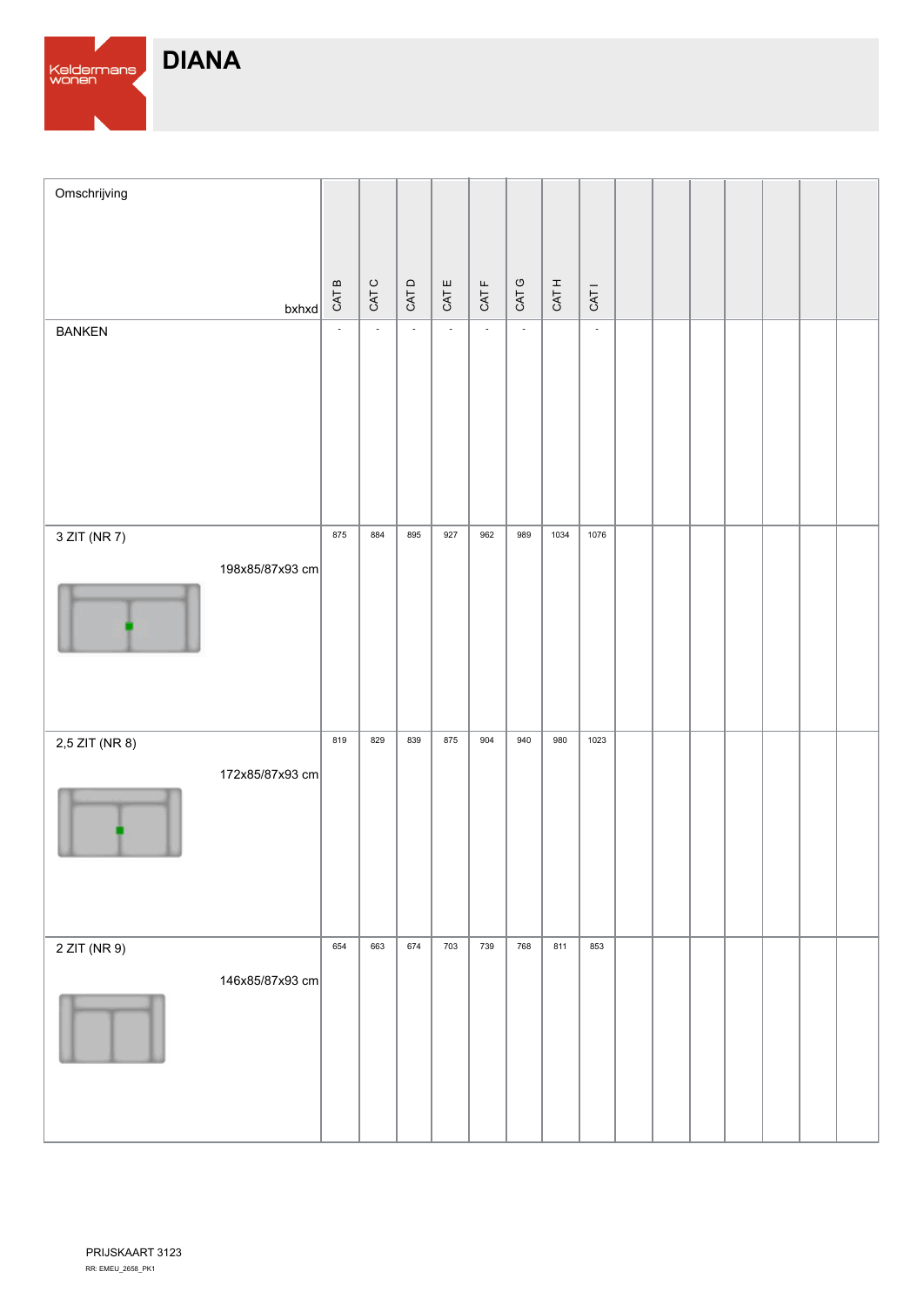# DIANA

| Omschrijving bxhxd | CAT B | CAT C | CAT D | CAT E | CAT F | CAT G | CAT H | CAT I |
|---|---|---|---|---|---|---|---|---|
| BANKEN | - | - | - | - | - | - | | - |
| 3 ZIT (NR 7) 198x85/87x93 cm | 875 | 884 | 895 | 927 | 962 | 989 | 1034 | 1076 |
| 2,5 ZIT (NR 8) 172x85/87x93 cm | 819 | 829 | 839 | 875 | 904 | 940 | 980 | 1023 |
| 2 ZIT (NR 9) 146x85/87x93 cm | 654 | 663 | 674 | 703 | 739 | 768 | 811 | 853 |

PRIJSKAART 3123

RR: EMEU_2658_PK1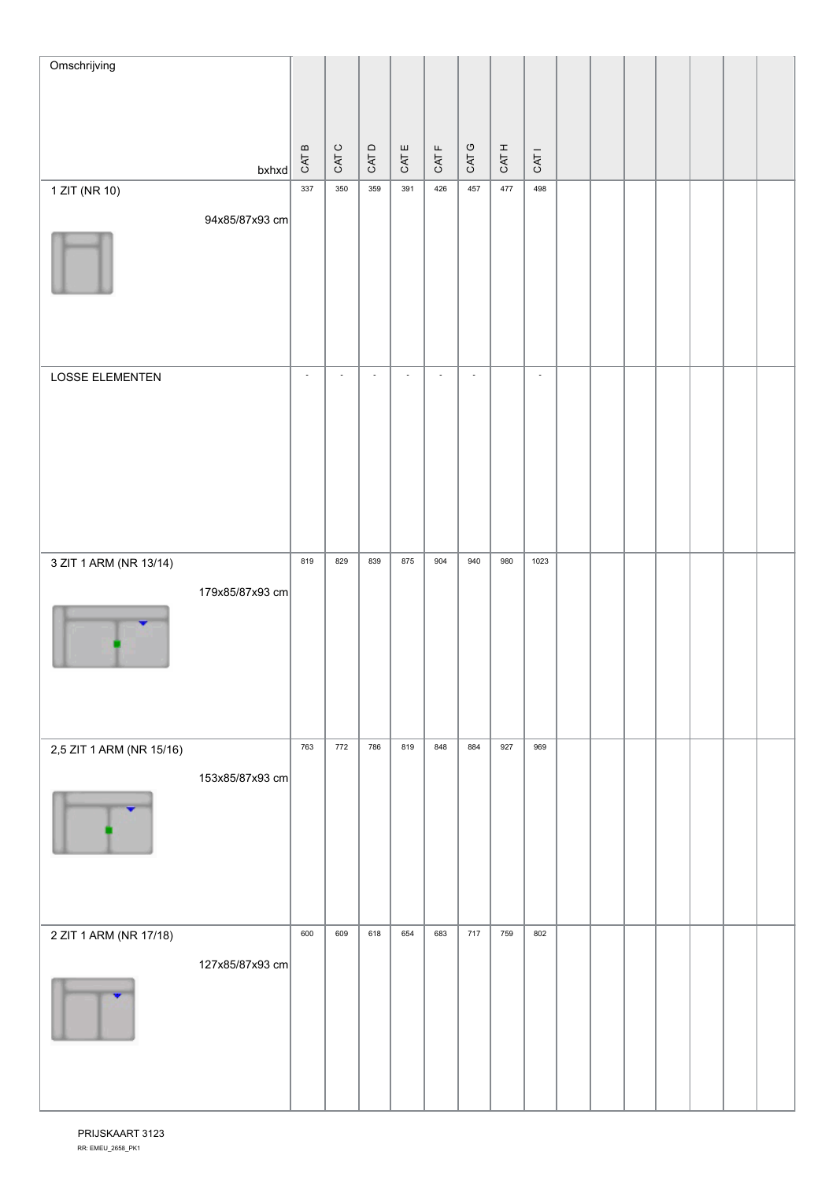| Omschrijving bxhxd | CAT B | CAT C | CAT D | CAT E | CAT F | CAT G | CAT H | CAT I | | | | | | | |
|---|---|---|---|---|---|---|---|---|---|---|---|---|---|---|---|
| 1 ZIT (NR 10) 94x85/87x93 cm | 337 | 350 | 359 | 391 | 426 | 457 | 477 | 498 | | | | | | | |
| LOSSE ELEMENTEN | - | - | - | - | - | - | | - | | | | | | | |
| 3 ZIT 1 ARM (NR 13/14) 179x85/87x93 cm | 819 | 829 | 839 | 875 | 904 | 940 | 980 | 1023 | | | | | | | |
| 2,5 ZIT 1 ARM (NR 15/16) 153x85/87x93 cm | 763 | 772 | 786 | 819 | 848 | 884 | 927 | 969 | | | | | | | |
| 2 ZIT 1 ARM (NR 17/18) 127x85/87x93 cm | 600 | 609 | 618 | 654 | 683 | 717 | 759 | 802 | | | | | | | |

PRIJSKAART 3123

RR: EMEU_2658_PK1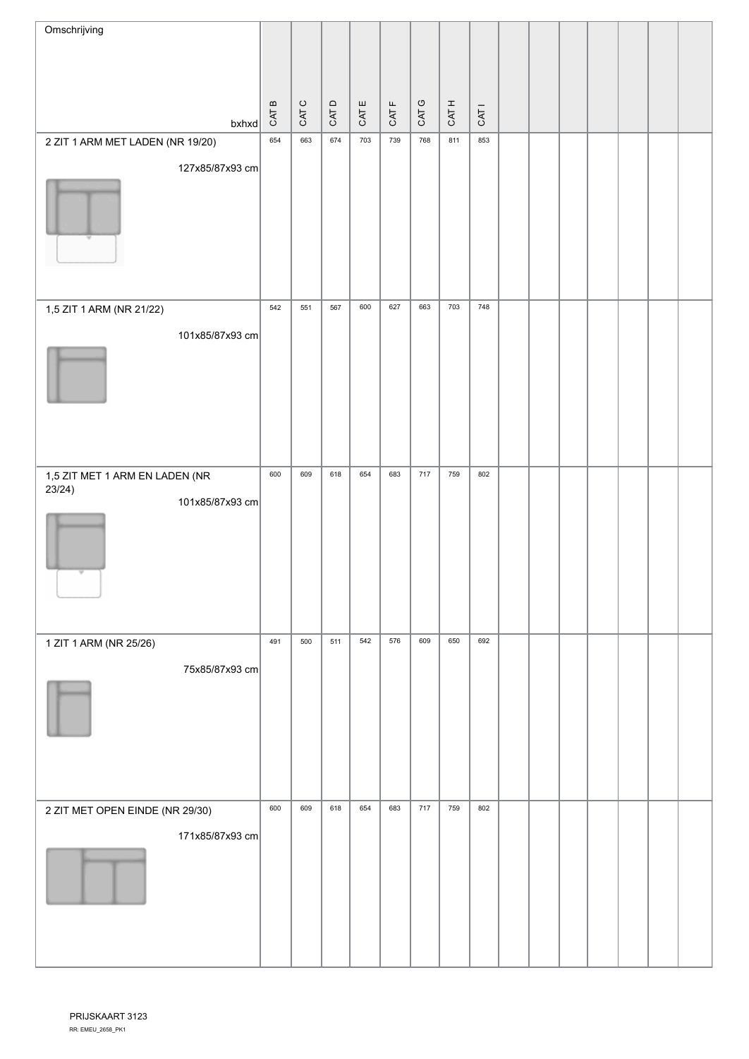| Omschrijving bxhxd | CAT B | CAT C | CAT D | CAT E | CAT F | CAT G | CAT H | CAT I | | | | | | | |
|---|---|---|---|---|---|---|---|---|---|---|---|---|---|---|---|
| 2 ZIT 1 ARM MET LADEN (NR 19/20) 127x85/87x93 cm | 654 | 663 | 674 | 703 | 739 | 768 | 811 | 853 | | | | | | | |
| 1,5 ZIT 1 ARM (NR 21/22) 101x85/87x93 cm | 542 | 551 | 567 | 600 | 627 | 663 | 703 | 748 | | | | | | | |
| 1,5 ZIT MET 1 ARM EN LADEN (NR 23/24) 101x85/87x93 cm | 600 | 609 | 618 | 654 | 683 | 717 | 759 | 802 | | | | | | | |
| 1 ZIT 1 ARM (NR 25/26) 75x85/87x93 cm | 491 | 500 | 511 | 542 | 576 | 609 | 650 | 692 | | | | | | | |
| 2 ZIT MET OPEN EINDE (NR 29/30) 171x85/87x93 cm | 600 | 609 | 618 | 654 | 683 | 717 | 759 | 802 | | | | | | | |

PRIJSKAART 3123

RR: EMEU_2658_PK1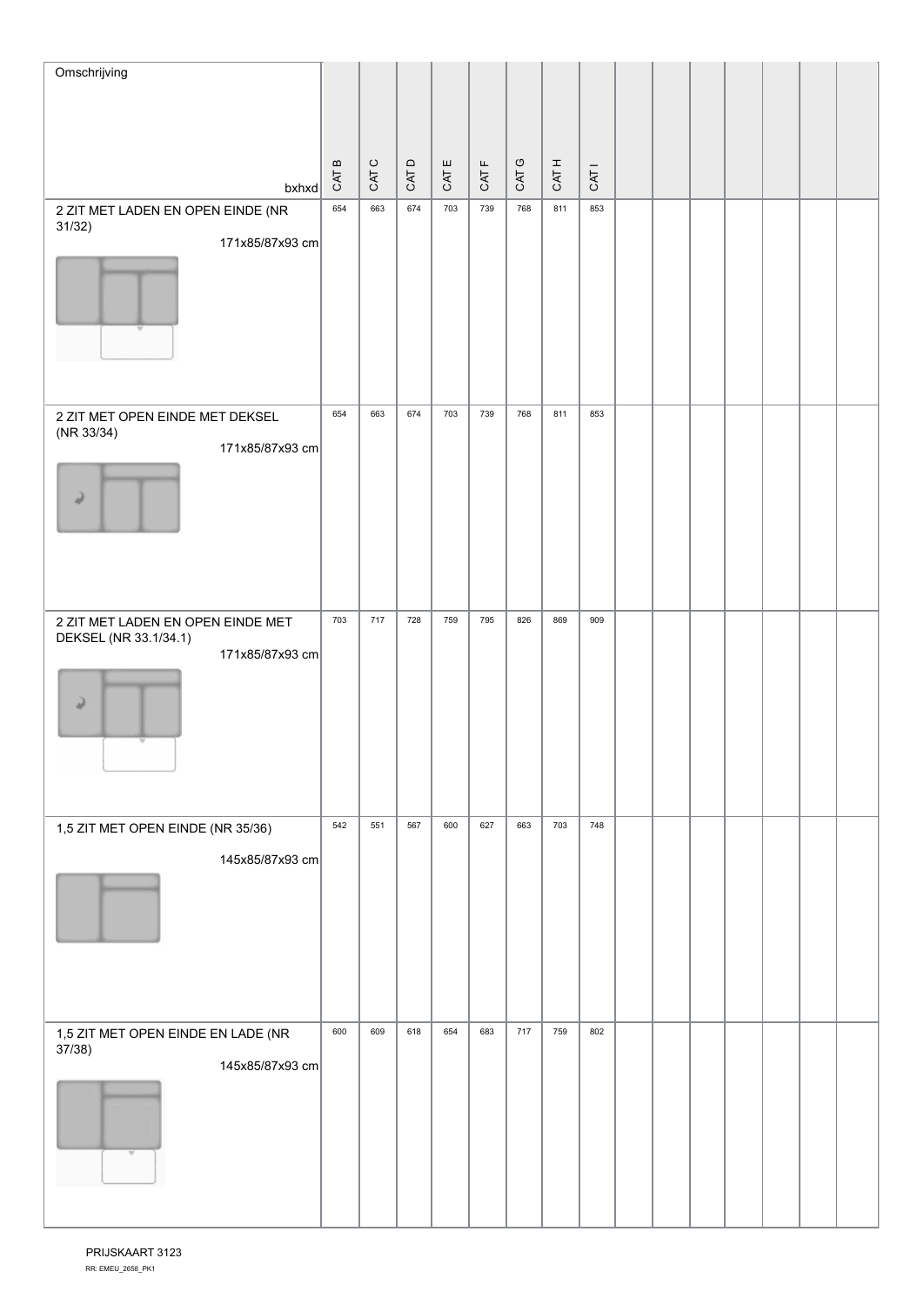| Omschrijving bxhxd | CAT B | CAT C | CAT D | CAT E | CAT F | CAT G | CAT H | CAT I | | | | | | | |
|---|---|---|---|---|---|---|---|---|---|---|---|---|---|---|---|
| 2 ZIT MET LADEN EN OPEN EINDE (NR 31/32) 171x85/87x93 cm | 654 | 663 | 674 | 703 | 739 | 768 | 811 | 853 | | | | | | | |
| 2 ZIT MET OPEN EINDE MET DEKSEL (NR 33/34) 171x85/87x93 cm | 654 | 663 | 674 | 703 | 739 | 768 | 811 | 853 | | | | | | | |
| 2 ZIT MET LADEN EN OPEN EINDE MET DEKSEL (NR 33.1/34.1) 171x85/87x93 cm | 703 | 717 | 728 | 759 | 795 | 826 | 869 | 909 | | | | | | | |
| 1,5 ZIT MET OPEN EINDE (NR 35/36) 145x85/87x93 cm | 542 | 551 | 567 | 600 | 627 | 663 | 703 | 748 | | | | | | | |
| 1,5 ZIT MET OPEN EINDE EN LADE (NR 37/38) 145x85/87x93 cm | 600 | 609 | 618 | 654 | 683 | 717 | 759 | 802 | | | | | | | |

PRIJSKAART 3123
RR: EMEU_2658_PK1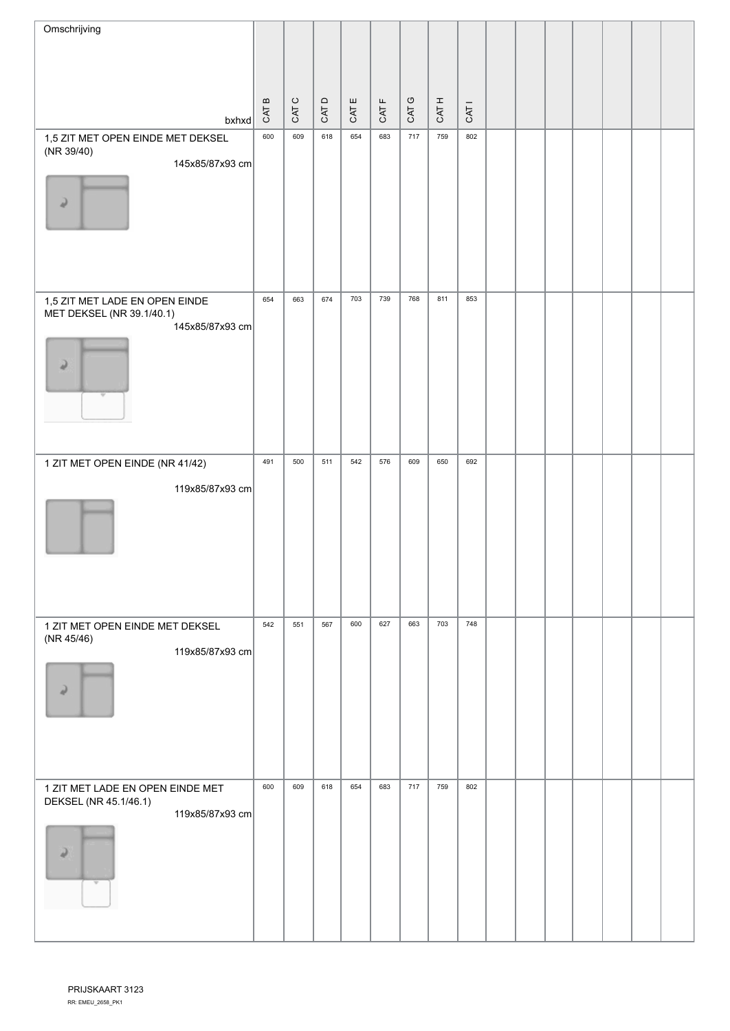| Omschrijving bxhxd | CAT B | CAT C | CAT D | CAT E | CAT F | CAT G | CAT H | CAT I | | | | | | | |
|---|---|---|---|---|---|---|---|---|---|---|---|---|---|---|---|
| 1,5 ZIT MET OPEN EINDE MET DEKSEL (NR 39/40) 145x85/87x93 cm | 600 | 609 | 618 | 654 | 683 | 717 | 759 | 802 | | | | | | | |
| 1,5 ZIT MET LADE EN OPEN EINDE MET DEKSEL (NR 39.1/40.1) 145x85/87x93 cm | 654 | 663 | 674 | 703 | 739 | 768 | 811 | 853 | | | | | | | |
| 1 ZIT MET OPEN EINDE (NR 41/42) 119x85/87x93 cm | 491 | 500 | 511 | 542 | 576 | 609 | 650 | 692 | | | | | | | |
| 1 ZIT MET OPEN EINDE MET DEKSEL (NR 45/46) 119x85/87x93 cm | 542 | 551 | 567 | 600 | 627 | 663 | 703 | 748 | | | | | | | |
| 1 ZIT MET LADE EN OPEN EINDE MET DEKSEL (NR 45.1/46.1) 119x85/87x93 cm | 600 | 609 | 618 | 654 | 683 | 717 | 759 | 802 | | | | | | | |

PRIJSKAART 3123
RR: EMEU_2658_PK1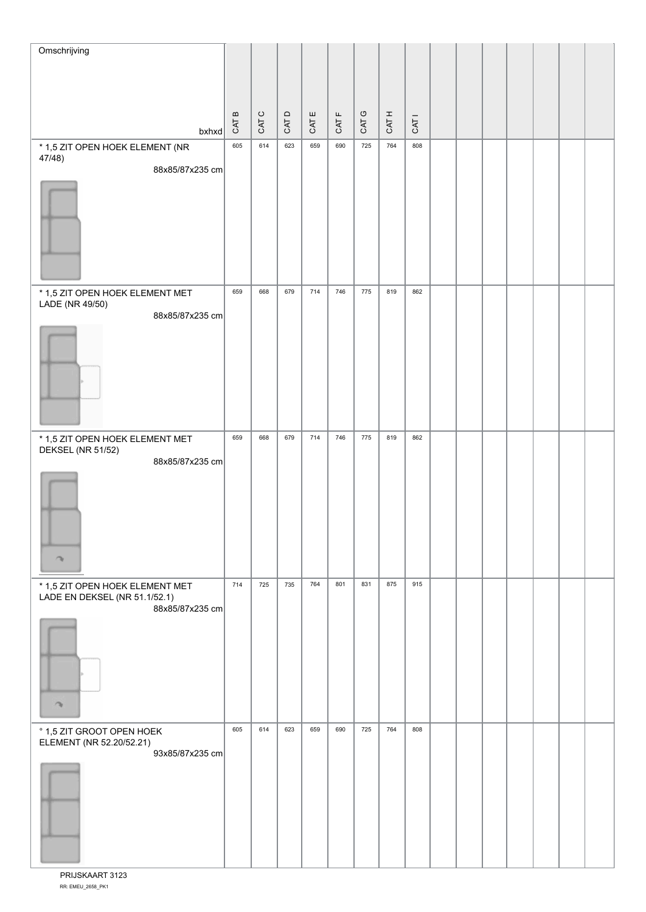| Omschrijving bxhxd | CAT B | CAT C | CAT D | CAT E | CAT F | CAT G | CAT H | CAT I | | | | | | | |
|---|---|---|---|---|---|---|---|---|---|---|---|---|---|---|---|
| * 1,5 ZIT OPEN HOEK ELEMENT (NR 47/48) 88x85/87x235 cm | 605 | 614 | 623 | 659 | 690 | 725 | 764 | 808 | | | | | | | |
| * 1,5 ZIT OPEN HOEK ELEMENT MET LADE (NR 49/50) 88x85/87x235 cm | 659 | 668 | 679 | 714 | 746 | 775 | 819 | 862 | | | | | | | |
| * 1,5 ZIT OPEN HOEK ELEMENT MET DEKSEL (NR 51/52) 88x85/87x235 cm | 659 | 668 | 679 | 714 | 746 | 775 | 819 | 862 | | | | | | | |
| * 1,5 ZIT OPEN HOEK ELEMENT MET LADE EN DEKSEL (NR 51.1/52.1) 88x85/87x235 cm | 714 | 725 | 735 | 764 | 801 | 831 | 875 | 915 | | | | | | | |
| ° 1,5 ZIT GROOT OPEN HOEK ELEMENT (NR 52.20/52.21) 93x85/87x235 cm | 605 | 614 | 623 | 659 | 690 | 725 | 764 | 808 | | | | | | | |

PRIJSKAART 3123

RR: EMEU_2658_PK1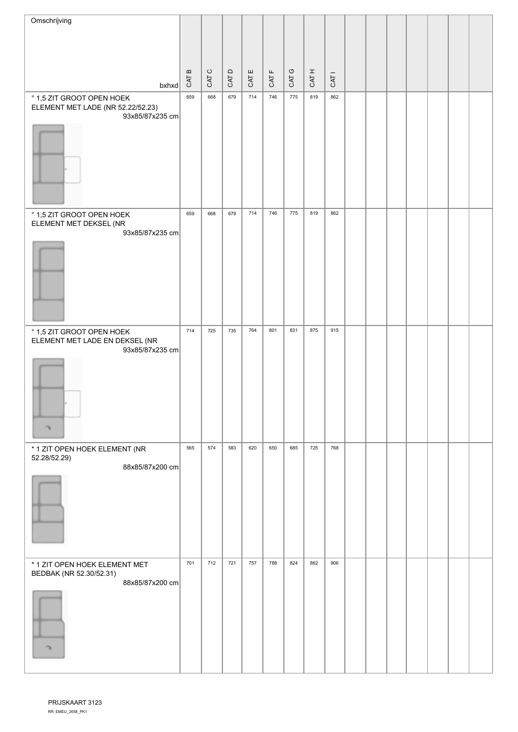| Omschrijving bxhxd | CAT B | CAT C | CAT D | CAT E | CAT F | CAT G | CAT H | CAT I | | | | | | | |
|---|---|---|---|---|---|---|---|---|---|---|---|---|---|---|---|
| ° 1,5 ZIT GROOT OPEN HOEK ELEMENT MET LADE (NR 52.22/52.23) 93x85/87x235 cm | 659 | 668 | 679 | 714 | 746 | 775 | 819 | 862 | | | | | | | |
| ° 1,5 ZIT GROOT OPEN HOEK ELEMENT MET DEKSEL (NR 93x85/87x235 cm | 659 | 668 | 679 | 714 | 746 | 775 | 819 | 862 | | | | | | | |
| ° 1,5 ZIT GROOT OPEN HOEK ELEMENT MET LADE EN DEKSEL (NR 93x85/87x235 cm | 714 | 725 | 735 | 764 | 801 | 831 | 875 | 915 | | | | | | | |
| * 1 ZIT OPEN HOEK ELEMENT (NR 52.28/52.29) 88x85/87x200 cm | 565 | 574 | 583 | 620 | 650 | 685 | 725 | 768 | | | | | | | |
| * 1 ZIT OPEN HOEK ELEMENT MET BEDBAK (NR 52.30/52.31) 88x85/87x200 cm | 701 | 712 | 721 | 757 | 788 | 824 | 862 | 906 | | | | | | | |

PRIJSKAART 3123

RR: EMEU_2658_PK1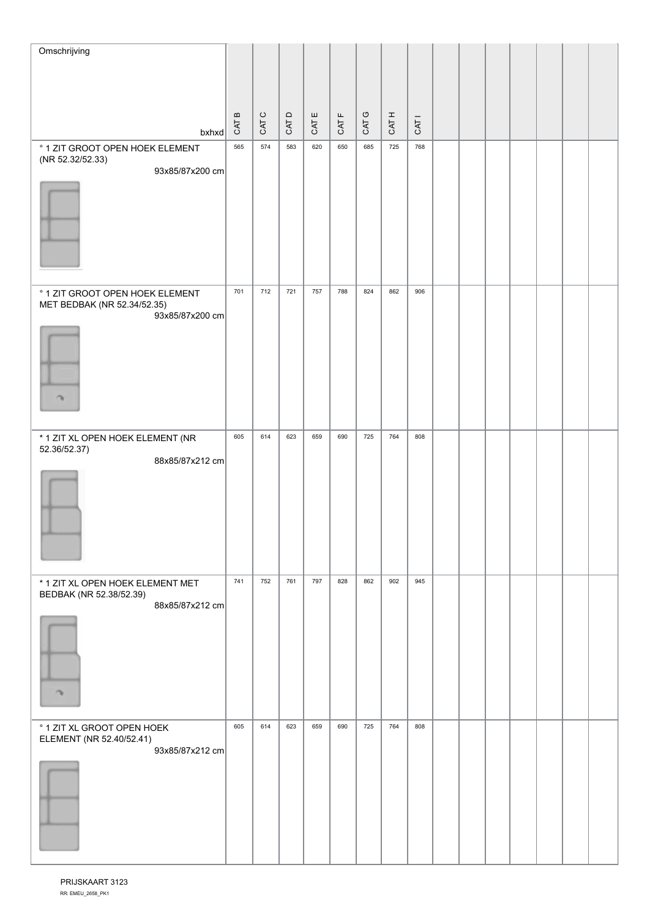| Omschrijving bxhxd | CAT B | CAT C | CAT D | CAT E | CAT F | CAT G | CAT H | CAT I | | | | | | | |
|---|---|---|---|---|---|---|---|---|---|---|---|---|---|---|---|
| ° 1 ZIT GROOT OPEN HOEK ELEMENT (NR 52.32/52.33) 93x85/87x200 cm | 565 | 574 | 583 | 620 | 650 | 685 | 725 | 768 | | | | | | | |
| ° 1 ZIT GROOT OPEN HOEK ELEMENT MET BEDBAK (NR 52.34/52.35) 93x85/87x200 cm | 701 | 712 | 721 | 757 | 788 | 824 | 862 | 906 | | | | | | | |
| * 1 ZIT XL OPEN HOEK ELEMENT (NR 52.36/52.37) 88x85/87x212 cm | 605 | 614 | 623 | 659 | 690 | 725 | 764 | 808 | | | | | | | |
| * 1 ZIT XL OPEN HOEK ELEMENT MET BEDBAK (NR 52.38/52.39) 88x85/87x212 cm | 741 | 752 | 761 | 797 | 828 | 862 | 902 | 945 | | | | | | | |
| ° 1 ZIT XL GROOT OPEN HOEK ELEMENT (NR 52.40/52.41) 93x85/87x212 cm | 605 | 614 | 623 | 659 | 690 | 725 | 764 | 808 | | | | | | | |

PRIJSKAART 3123

RR: EMEU_2658_PK1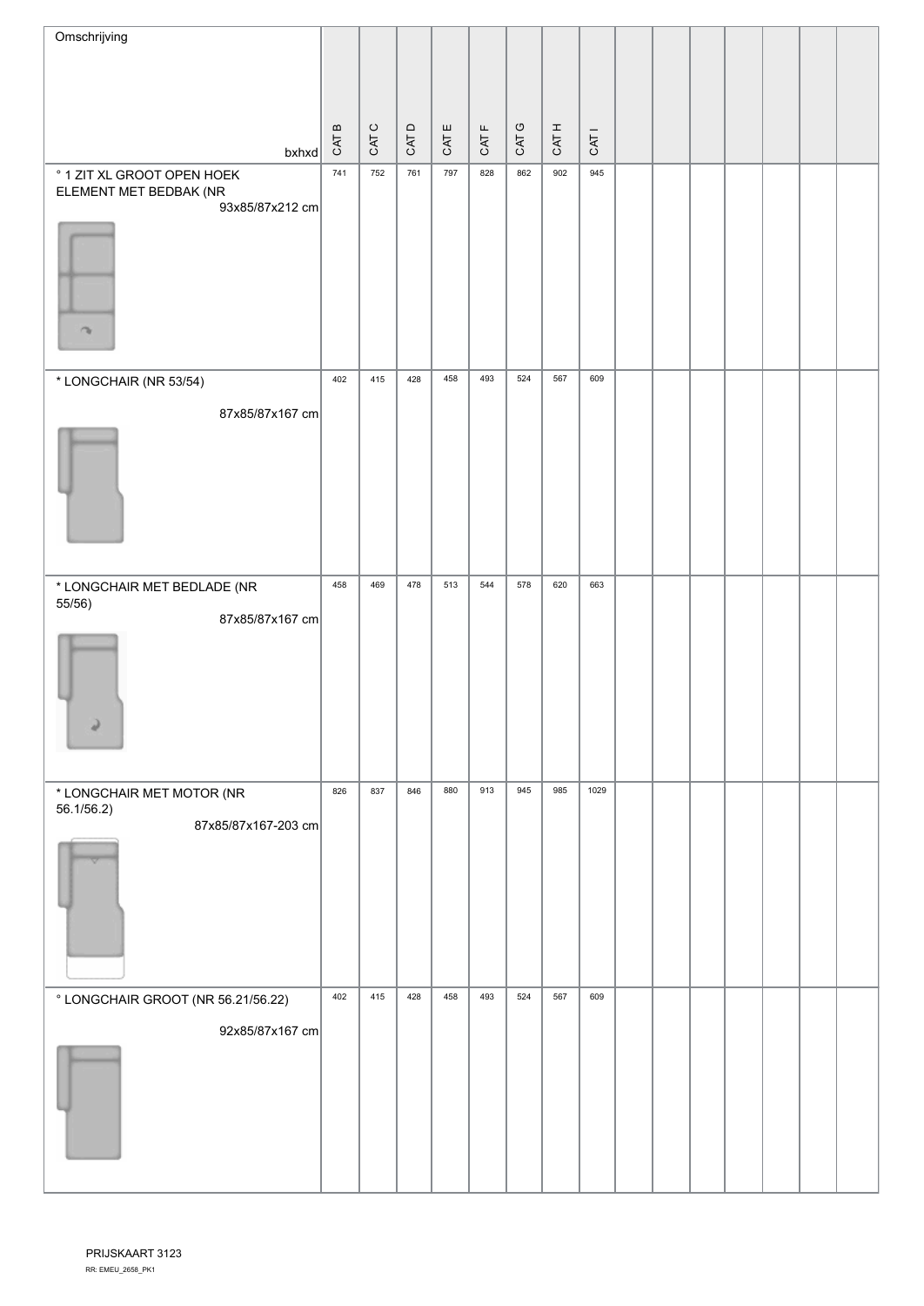| Omschrijving bxhxd | CAT B | CAT C | CAT D | CAT E | CAT F | CAT G | CAT H | CAT I | | | | | | | |
|---|---|---|---|---|---|---|---|---|---|---|---|---|---|---|---|
| ° 1 ZIT XL GROOT OPEN HOEK ELEMENT MET BEDBAK (NR 93x85/87x212 cm | 741 | 752 | 761 | 797 | 828 | 862 | 902 | 945 | | | | | | | |
| * LONGCHAIR (NR 53/54) 87x85/87x167 cm | 402 | 415 | 428 | 458 | 493 | 524 | 567 | 609 | | | | | | | |
| * LONGCHAIR MET BEDLADE (NR 55/56) 87x85/87x167 cm | 458 | 469 | 478 | 513 | 544 | 578 | 620 | 663 | | | | | | | |
| * LONGCHAIR MET MOTOR (NR 56.1/56.2) 87x85/87x167-203 cm | 826 | 837 | 846 | 880 | 913 | 945 | 985 | 1029 | | | | | | | |
| ° LONGCHAIR GROOT (NR 56.21/56.22) 92x85/87x167 cm | 402 | 415 | 428 | 458 | 493 | 524 | 567 | 609 | | | | | | | |

PRIJSKAART 3123

RR: EMEU_2658_PK1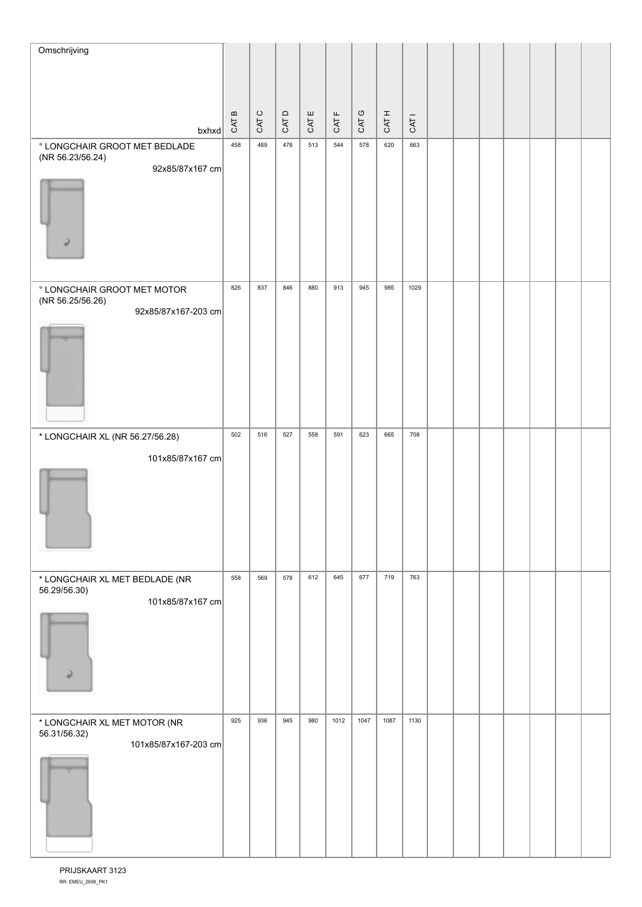| Omschrijving bxhxd | CAT B | CAT C | CAT D | CAT E | CAT F | CAT G | CAT H | CAT I | | | | | | | |
|---|---|---|---|---|---|---|---|---|---|---|---|---|---|---|---|
| ° LONGCHAIR GROOT MET BEDLADE (NR 56.23/56.24) 92x85/87x167 cm | 458 | 469 | 478 | 513 | 544 | 578 | 620 | 663 | | | | | | | |
| ° LONGCHAIR GROOT MET MOTOR (NR 56.25/56.26) 92x85/87x167-203 cm | 826 | 837 | 846 | 880 | 913 | 945 | 985 | 1029 | | | | | | | |
| * LONGCHAIR XL (NR 56.27/56.28) 101x85/87x167 cm | 502 | 516 | 527 | 558 | 591 | 623 | 665 | 708 | | | | | | | |
| * LONGCHAIR XL MET BEDLADE (NR 56.29/56.30) 101x85/87x167 cm | 558 | 569 | 578 | 612 | 645 | 677 | 719 | 763 | | | | | | | |
| * LONGCHAIR XL MET MOTOR (NR 56.31/56.32) 101x85/87x167-203 cm | 925 | 936 | 945 | 980 | 1012 | 1047 | 1087 | 1130 | | | | | | | |

PRIJSKAART 3123
RR: EMEU_2658_PK1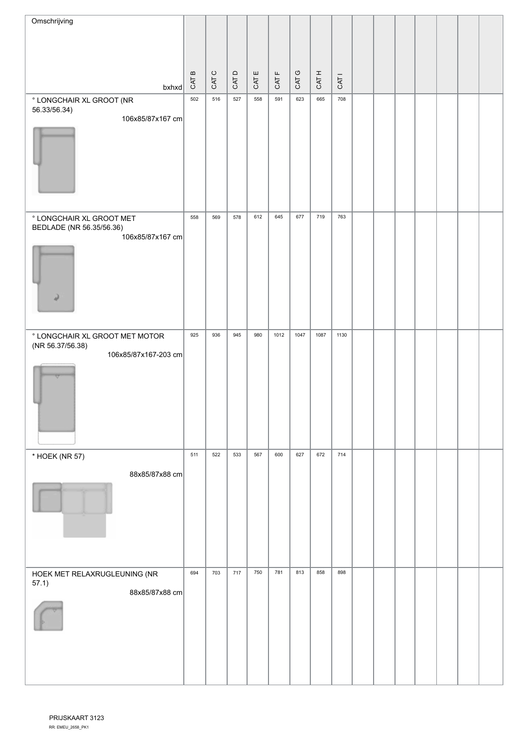| Omschrijving<br>bxhxd | CAT B | CAT C | CAT D | CAT E | CAT F | CAT G | CAT H | CAT I | | | | | | | |
|---|---|---|---|---|---|---|---|---|---|---|---|---|---|---|---|
| ° LONGCHAIR XL GROOT (NR 56.33/56.34)<br>106x85/87x167 cm | 502 | 516 | 527 | 558 | 591 | 623 | 665 | 708 | | | | | | | |
| ° LONGCHAIR XL GROOT MET BEDLADE (NR 56.35/56.36)<br>106x85/87x167 cm | 558 | 569 | 578 | 612 | 645 | 677 | 719 | 763 | | | | | | | |
| ° LONGCHAIR XL GROOT MET MOTOR (NR 56.37/56.38)<br>106x85/87x167-203 cm | 925 | 936 | 945 | 980 | 1012 | 1047 | 1087 | 1130 | | | | | | | |
| * HOEK (NR 57)<br>88x85/87x88 cm | 511 | 522 | 533 | 567 | 600 | 627 | 672 | 714 | | | | | | | |
| HOEK MET RELAXRUGLEUNING (NR 57.1)<br>88x85/87x88 cm | 694 | 703 | 717 | 750 | 781 | 813 | 858 | 898 | | | | | | | |

PRIJSKAART 3123
RR: EMEU_2658_PK1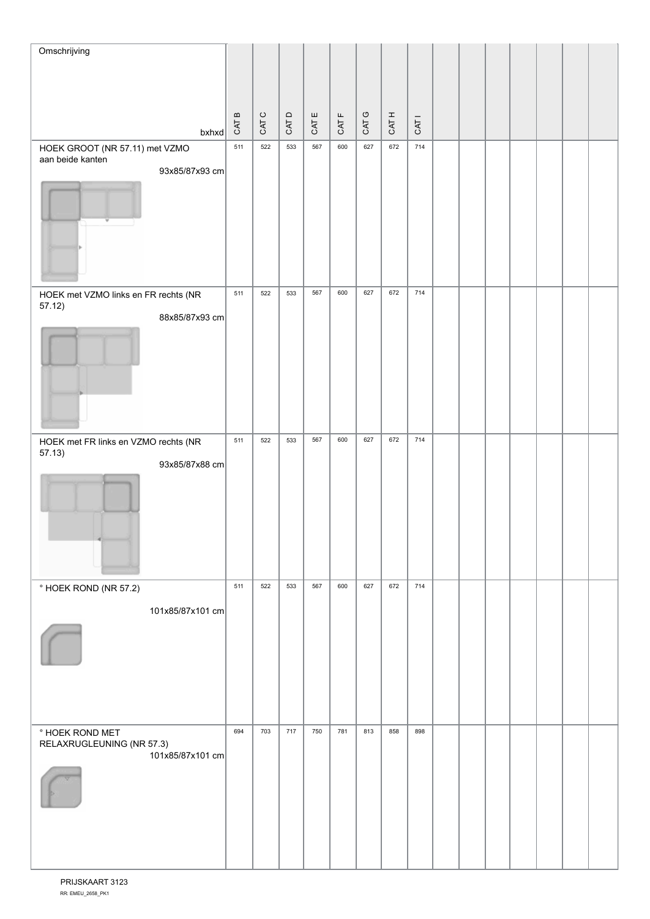| Omschrijving bxhxd | CAT B | CAT C | CAT D | CAT E | CAT F | CAT G | CAT H | CAT I | | | | | | | |
|---|---|---|---|---|---|---|---|---|---|---|---|---|---|---|---|
| HOEK GROOT (NR 57.11) met VZMO aan beide kanten 93x85/87x93 cm | 511 | 522 | 533 | 567 | 600 | 627 | 672 | 714 | | | | | | | |
| HOEK met VZMO links en FR rechts (NR 57.12) 88x85/87x93 cm | 511 | 522 | 533 | 567 | 600 | 627 | 672 | 714 | | | | | | | |
| HOEK met FR links en VZMO rechts (NR 57.13) 93x85/87x88 cm | 511 | 522 | 533 | 567 | 600 | 627 | 672 | 714 | | | | | | | |
| ° HOEK ROND (NR 57.2) 101x85/87x101 cm | 511 | 522 | 533 | 567 | 600 | 627 | 672 | 714 | | | | | | | |
| ° HOEK ROND MET RELAXRUGLEUNING (NR 57.3) 101x85/87x101 cm | 694 | 703 | 717 | 750 | 781 | 813 | 858 | 898 | | | | | | | |

PRIJSKAART 3123
RR: EMEU_2658_PK1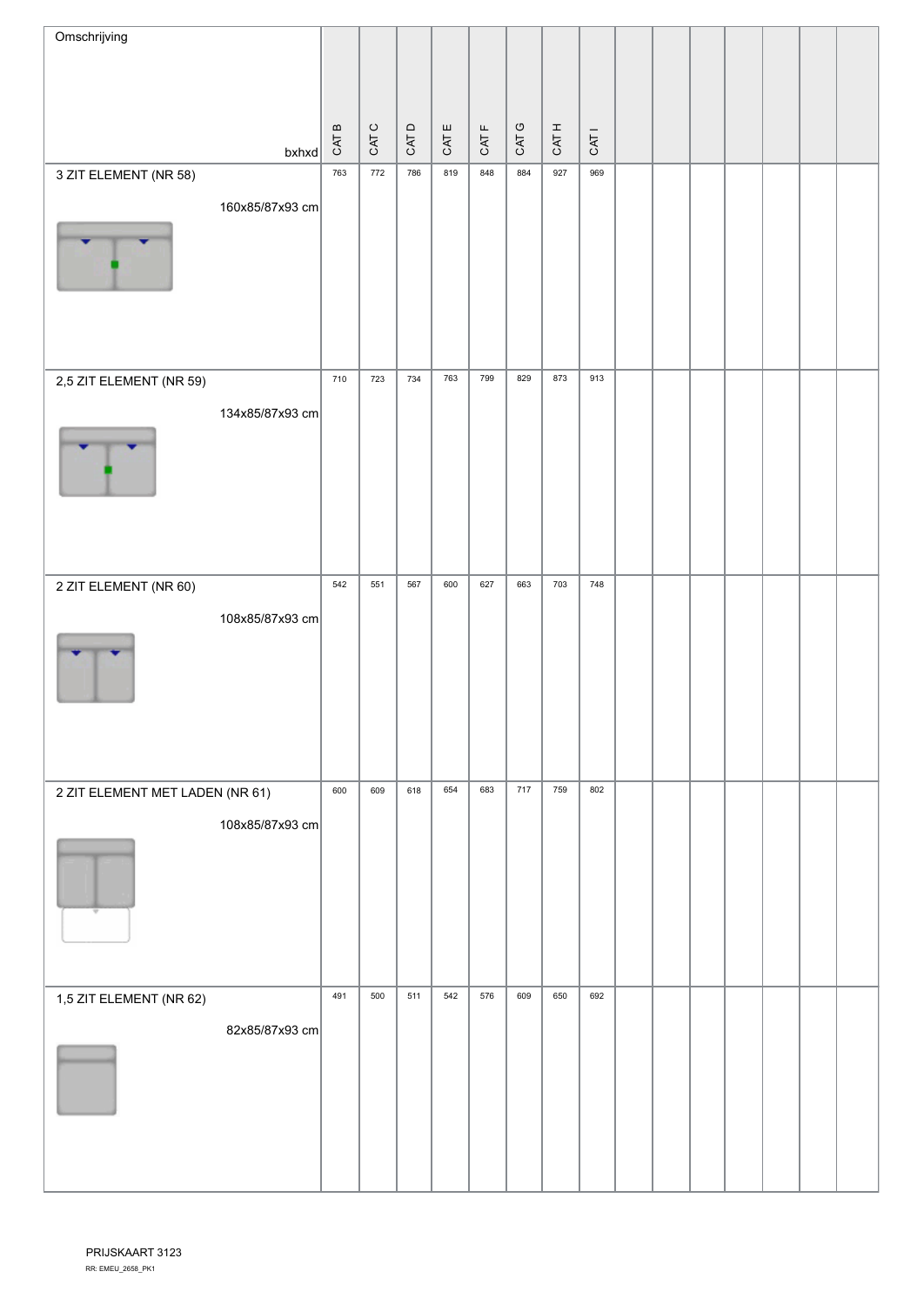| Omschrijving bxhxd | CAT B | CAT C | CAT D | CAT E | CAT F | CAT G | CAT H | CAT I | | | | | | | |
|---|---|---|---|---|---|---|---|---|---|---|---|---|---|---|---|
| 3 ZIT ELEMENT (NR 58) 160x85/87x93 cm | 763 | 772 | 786 | 819 | 848 | 884 | 927 | 969 | | | | | | | |
| 2,5 ZIT ELEMENT (NR 59) 134x85/87x93 cm | 710 | 723 | 734 | 763 | 799 | 829 | 873 | 913 | | | | | | | |
| 2 ZIT ELEMENT (NR 60) 108x85/87x93 cm | 542 | 551 | 567 | 600 | 627 | 663 | 703 | 748 | | | | | | | |
| 2 ZIT ELEMENT MET LADEN (NR 61) 108x85/87x93 cm | 600 | 609 | 618 | 654 | 683 | 717 | 759 | 802 | | | | | | | |
| 1,5 ZIT ELEMENT (NR 62) 82x85/87x93 cm | 491 | 500 | 511 | 542 | 576 | 609 | 650 | 692 | | | | | | | |

PRIJSKAART 3123
RR: EMEU_2658_PK1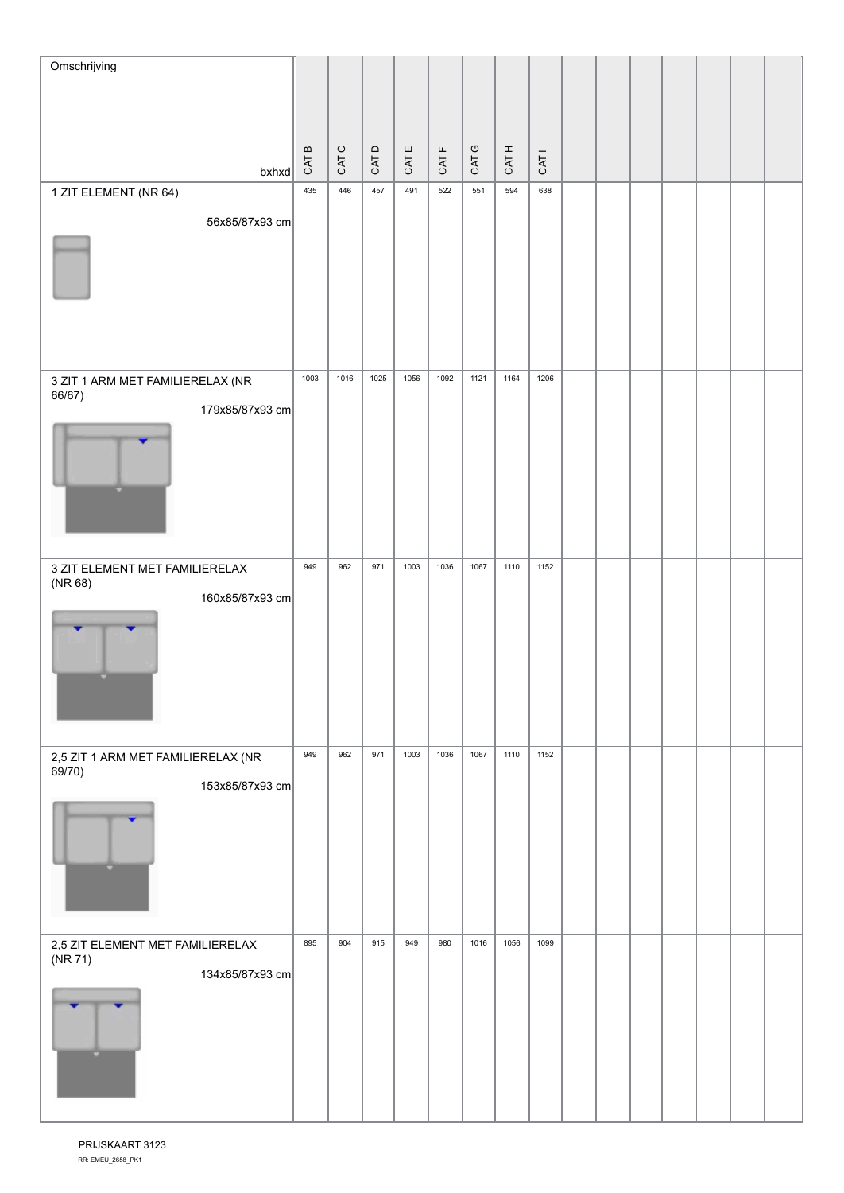| Omschrijving bxhxd | CAT B | CAT C | CAT D | CAT E | CAT F | CAT G | CAT H | CAT I | | | | | | | |
|---|---|---|---|---|---|---|---|---|---|---|---|---|---|---|---|
| 1 ZIT ELEMENT (NR 64) 56x85/87x93 cm | 435 | 446 | 457 | 491 | 522 | 551 | 594 | 638 | | | | | | | |
| 3 ZIT 1 ARM MET FAMILIERELAX (NR 66/67) 179x85/87x93 cm | 1003 | 1016 | 1025 | 1056 | 1092 | 1121 | 1164 | 1206 | | | | | | | |
| 3 ZIT ELEMENT MET FAMILIERELAX (NR 68) 160x85/87x93 cm | 949 | 962 | 971 | 1003 | 1036 | 1067 | 1110 | 1152 | | | | | | | |
| 2,5 ZIT 1 ARM MET FAMILIERELAX (NR 69/70) 153x85/87x93 cm | 949 | 962 | 971 | 1003 | 1036 | 1067 | 1110 | 1152 | | | | | | | |
| 2,5 ZIT ELEMENT MET FAMILIERELAX (NR 71) 134x85/87x93 cm | 895 | 904 | 915 | 949 | 980 | 1016 | 1056 | 1099 | | | | | | | |

PRIJSKAART 3123
RR: EMEU_2658_PK1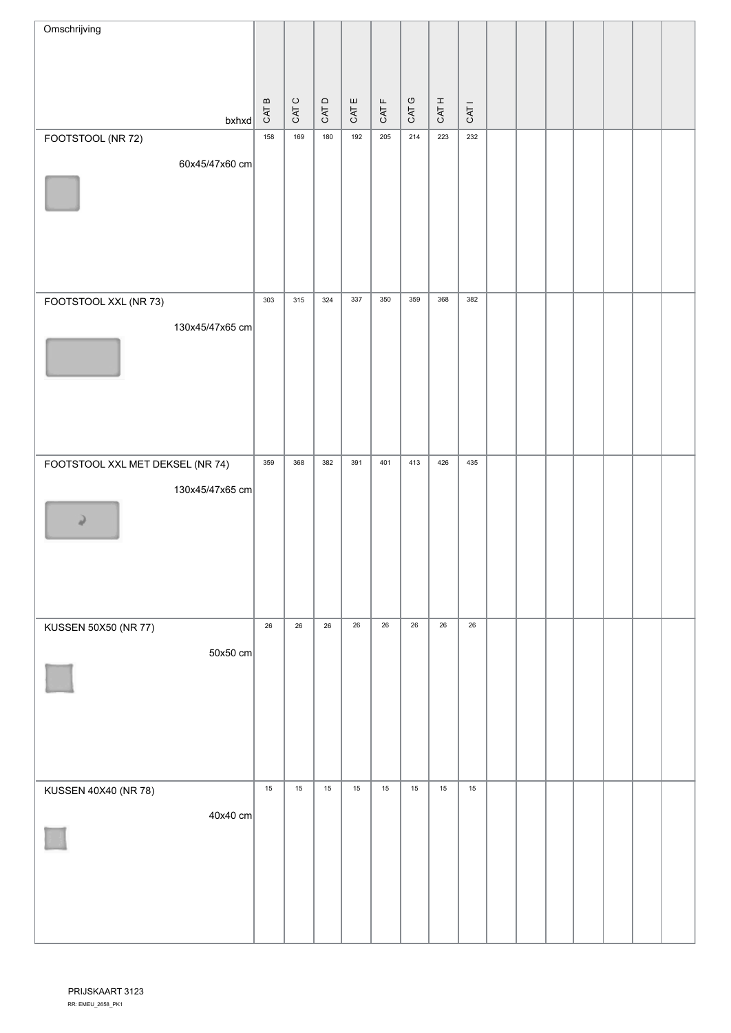| Omschrijving bxhxd | CAT B | CAT C | CAT D | CAT E | CAT F | CAT G | CAT H | CAT I | | | | | | | |
|---|---|---|---|---|---|---|---|---|---|---|---|---|---|---|---|
| FOOTSTOOL (NR 72) 60x45/47x60 cm | 158 | 169 | 180 | 192 | 205 | 214 | 223 | 232 | | | | | | | |
| FOOTSTOOL XXL (NR 73) 130x45/47x65 cm | 303 | 315 | 324 | 337 | 350 | 359 | 368 | 382 | | | | | | | |
| FOOTSTOOL XXL MET DEKSEL (NR 74) 130x45/47x65 cm | 359 | 368 | 382 | 391 | 401 | 413 | 426 | 435 | | | | | | | |
| KUSSEN 50X50 (NR 77) 50x50 cm | 26 | 26 | 26 | 26 | 26 | 26 | 26 | 26 | | | | | | | |
| KUSSEN 40X40 (NR 78) 40x40 cm | 15 | 15 | 15 | 15 | 15 | 15 | 15 | 15 | | | | | | | |

PRIJSKAART 3123

RR: EMEU_2658_PK1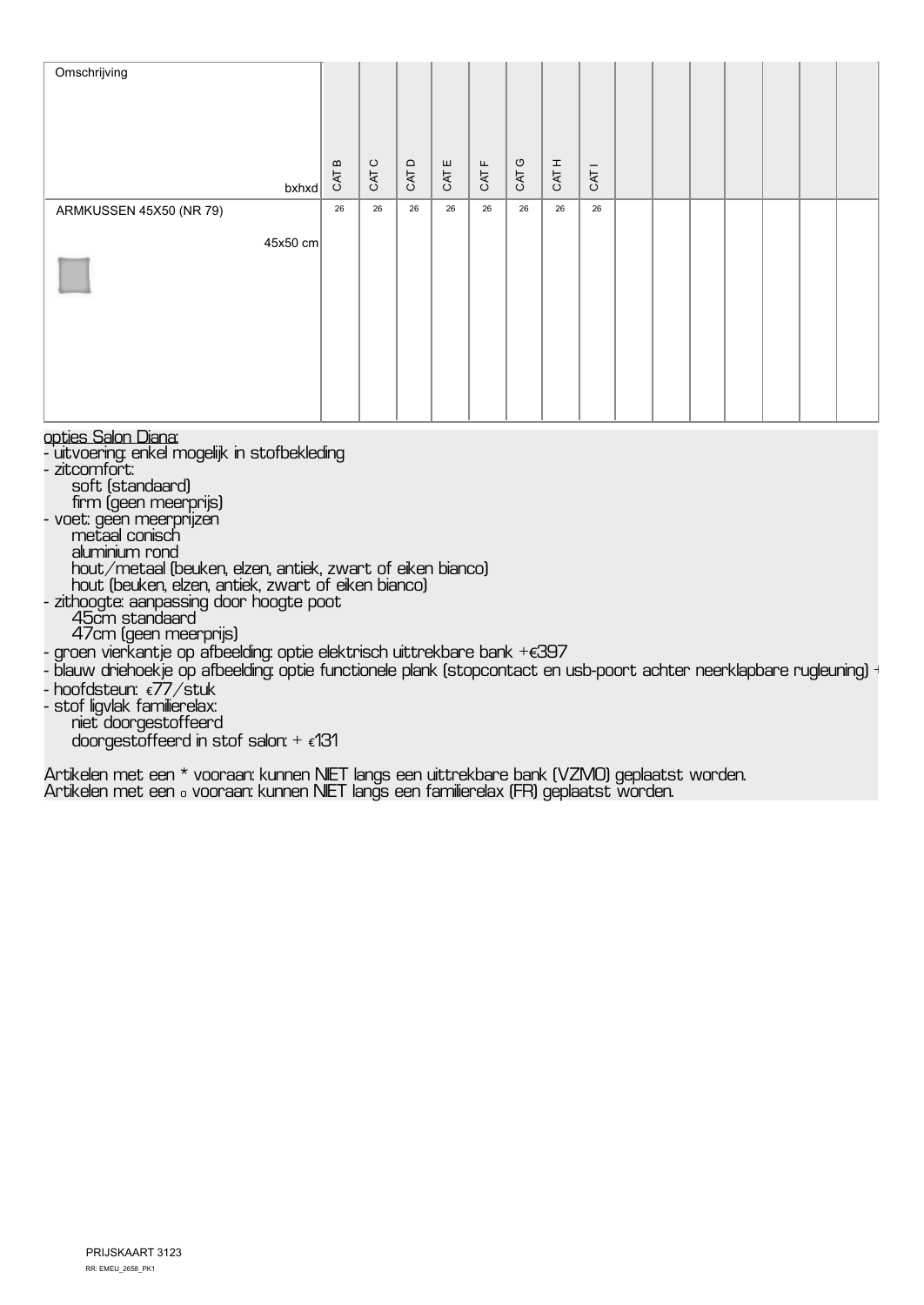| Omschrijving bxhxd | CAT B | CAT C | CAT D | CAT E | CAT F | CAT G | CAT H | CAT I | | | | | | | |
|---|---|---|---|---|---|---|---|---|---|---|---|---|---|---|---|
| ARMKUSSEN 45X50 (NR 79) 45x50 cm | 26 | 26 | 26 | 26 | 26 | 26 | 26 | 26 | | | | | | | |

opties Salon Diana:
- uitvoering: enkel mogelijk in stofbekleding
- zitcomfort:
  - soft (standaard)
  - firm (geen meerprijs)
- voet: geen meerprijzen
  - metaal conisch
  - aluminium rond
  - hout/metaal (beuken, elzen, antiek, zwart of eiken bianco)
  - hout (beuken, elzen, antiek, zwart of eiken bianco)
- zithoogte: aanpassing door hoogte poot
  - 45cm standaard
  - 47cm (geen meerprijs)
- groen vierkantje op afbeelding: optie elektrisch uittrekbare bank +€397
- blauw driehoekje op afbeelding: optie functionele plank (stopcontact en usb-poort achter neerklapbare rugleuning) +
- hoofdsteun: €77/stuk
- stof ligvlak familierelax:
  - niet doorgestoffeerd
  - doorgestoffeerd in stof salon: + €131

Artikelen met een * vooraan: kunnen NIET langs een uittrekbare bank (VZMO) geplaatst worden.
Artikelen met een ₀ vooraan: kunnen NIET langs een familierelax (FR) geplaatst worden.

PRIJSKAART 3123
RR: EMEU_2658_PK1